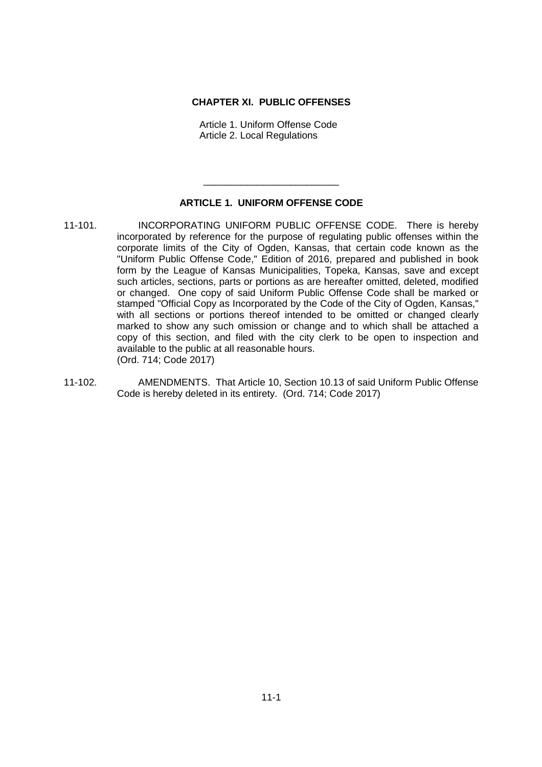# CHAPTER XI. PUBLIC OFFENSES

Article 1. Uniform Offense Code
Article 2. Local Regulations

---

## ARTICLE 1. UNIFORM OFFENSE CODE

11-101. INCORPORATING UNIFORM PUBLIC OFFENSE CODE. There is hereby incorporated by reference for the purpose of regulating public offenses within the corporate limits of the City of Ogden, Kansas, that certain code known as the "Uniform Public Offense Code," Edition of 2016, prepared and published in book form by the League of Kansas Municipalities, Topeka, Kansas, save and except such articles, sections, parts or portions as are hereafter omitted, deleted, modified or changed. One copy of said Uniform Public Offense Code shall be marked or stamped "Official Copy as Incorporated by the Code of the City of Ogden, Kansas," with all sections or portions thereof intended to be omitted or changed clearly marked to show any such omission or change and to which shall be attached a copy of this section, and filed with the city clerk to be open to inspection and available to the public at all reasonable hours.
(Ord. 714; Code 2017)

11-102. AMENDMENTS. That Article 10, Section 10.13 of said Uniform Public Offense Code is hereby deleted in its entirety. (Ord. 714; Code 2017)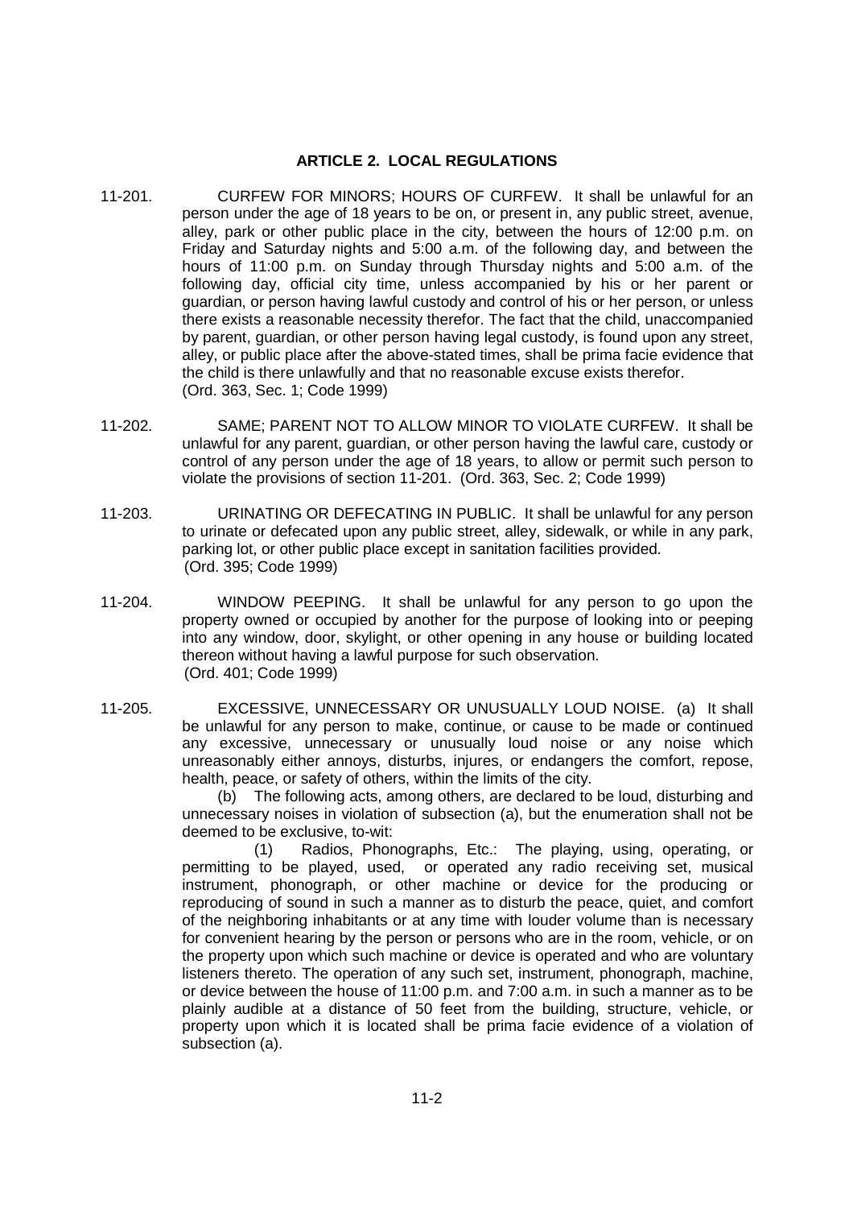## ARTICLE 2. LOCAL REGULATIONS

11-201. CURFEW FOR MINORS; HOURS OF CURFEW. It shall be unlawful for an person under the age of 18 years to be on, or present in, any public street, avenue, alley, park or other public place in the city, between the hours of 12:00 p.m. on Friday and Saturday nights and 5:00 a.m. of the following day, and between the hours of 11:00 p.m. on Sunday through Thursday nights and 5:00 a.m. of the following day, official city time, unless accompanied by his or her parent or guardian, or person having lawful custody and control of his or her person, or unless there exists a reasonable necessity therefor. The fact that the child, unaccompanied by parent, guardian, or other person having legal custody, is found upon any street, alley, or public place after the above-stated times, shall be prima facie evidence that the child is there unlawfully and that no reasonable excuse exists therefor. (Ord. 363, Sec. 1; Code 1999)

11-202. SAME; PARENT NOT TO ALLOW MINOR TO VIOLATE CURFEW. It shall be unlawful for any parent, guardian, or other person having the lawful care, custody or control of any person under the age of 18 years, to allow or permit such person to violate the provisions of section 11-201. (Ord. 363, Sec. 2; Code 1999)

11-203. URINATING OR DEFECATING IN PUBLIC. It shall be unlawful for any person to urinate or defecated upon any public street, alley, sidewalk, or while in any park, parking lot, or other public place except in sanitation facilities provided. (Ord. 395; Code 1999)

11-204. WINDOW PEEPING. It shall be unlawful for any person to go upon the property owned or occupied by another for the purpose of looking into or peeping into any window, door, skylight, or other opening in any house or building located thereon without having a lawful purpose for such observation. (Ord. 401; Code 1999)

11-205. EXCESSIVE, UNNECESSARY OR UNUSUALLY LOUD NOISE. (a) It shall be unlawful for any person to make, continue, or cause to be made or continued any excessive, unnecessary or unusually loud noise or any noise which unreasonably either annoys, disturbs, injures, or endangers the comfort, repose, health, peace, or safety of others, within the limits of the city.

(b) The following acts, among others, are declared to be loud, disturbing and unnecessary noises in violation of subsection (a), but the enumeration shall not be deemed to be exclusive, to-wit:

(1) Radios, Phonographs, Etc.: The playing, using, operating, or permitting to be played, used, or operated any radio receiving set, musical instrument, phonograph, or other machine or device for the producing or reproducing of sound in such a manner as to disturb the peace, quiet, and comfort of the neighboring inhabitants or at any time with louder volume than is necessary for convenient hearing by the person or persons who are in the room, vehicle, or on the property upon which such machine or device is operated and who are voluntary listeners thereto. The operation of any such set, instrument, phonograph, machine, or device between the house of 11:00 p.m. and 7:00 a.m. in such a manner as to be plainly audible at a distance of 50 feet from the building, structure, vehicle, or property upon which it is located shall be prima facie evidence of a violation of subsection (a).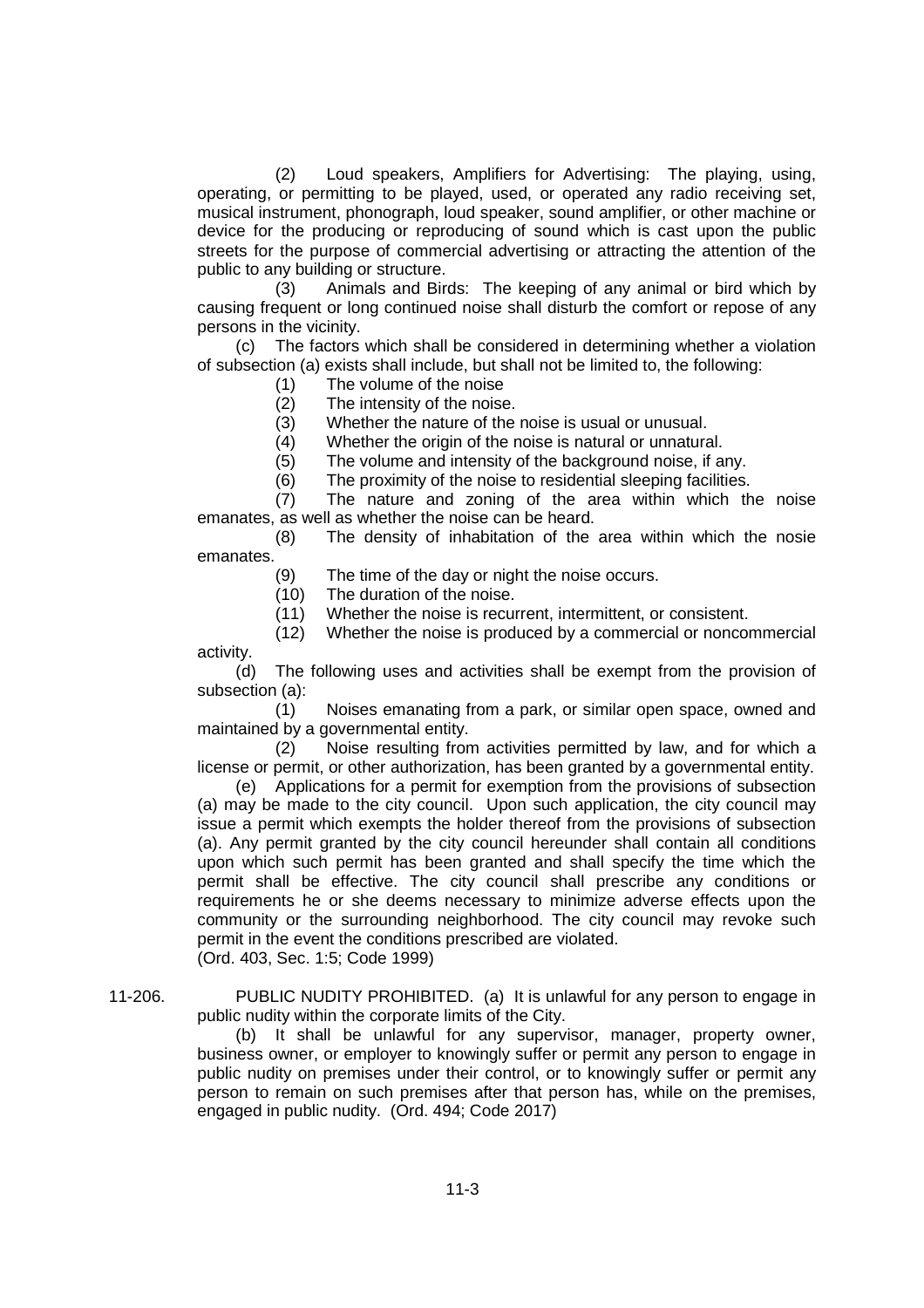(2) Loud speakers, Amplifiers for Advertising: The playing, using, operating, or permitting to be played, used, or operated any radio receiving set, musical instrument, phonograph, loud speaker, sound amplifier, or other machine or device for the producing or reproducing of sound which is cast upon the public streets for the purpose of commercial advertising or attracting the attention of the public to any building or structure.

(3) Animals and Birds: The keeping of any animal or bird which by causing frequent or long continued noise shall disturb the comfort or repose of any persons in the vicinity.

(c) The factors which shall be considered in determining whether a violation of subsection (a) exists shall include, but shall not be limited to, the following:

(1) The volume of the noise

(2) The intensity of the noise.

(3) Whether the nature of the noise is usual or unusual.

(4) Whether the origin of the noise is natural or unnatural.

(5) The volume and intensity of the background noise, if any.

(6) The proximity of the noise to residential sleeping facilities.

(7) The nature and zoning of the area within which the noise emanates, as well as whether the noise can be heard.

(8) The density of inhabitation of the area within which the nosie emanates.

(9) The time of the day or night the noise occurs.

(10) The duration of the noise.

(11) Whether the noise is recurrent, intermittent, or consistent.

(12) Whether the noise is produced by a commercial or noncommercial activity.

(d) The following uses and activities shall be exempt from the provision of subsection (a):

(1) Noises emanating from a park, or similar open space, owned and maintained by a governmental entity.

(2) Noise resulting from activities permitted by law, and for which a license or permit, or other authorization, has been granted by a governmental entity.

(e) Applications for a permit for exemption from the provisions of subsection (a) may be made to the city council. Upon such application, the city council may issue a permit which exempts the holder thereof from the provisions of subsection (a). Any permit granted by the city council hereunder shall contain all conditions upon which such permit has been granted and shall specify the time which the permit shall be effective. The city council shall prescribe any conditions or requirements he or she deems necessary to minimize adverse effects upon the community or the surrounding neighborhood. The city council may revoke such permit in the event the conditions prescribed are violated.
(Ord. 403, Sec. 1:5; Code 1999)

11-206. PUBLIC NUDITY PROHIBITED. (a) It is unlawful for any person to engage in public nudity within the corporate limits of the City.

(b) It shall be unlawful for any supervisor, manager, property owner, business owner, or employer to knowingly suffer or permit any person to engage in public nudity on premises under their control, or to knowingly suffer or permit any person to remain on such premises after that person has, while on the premises, engaged in public nudity. (Ord. 494; Code 2017)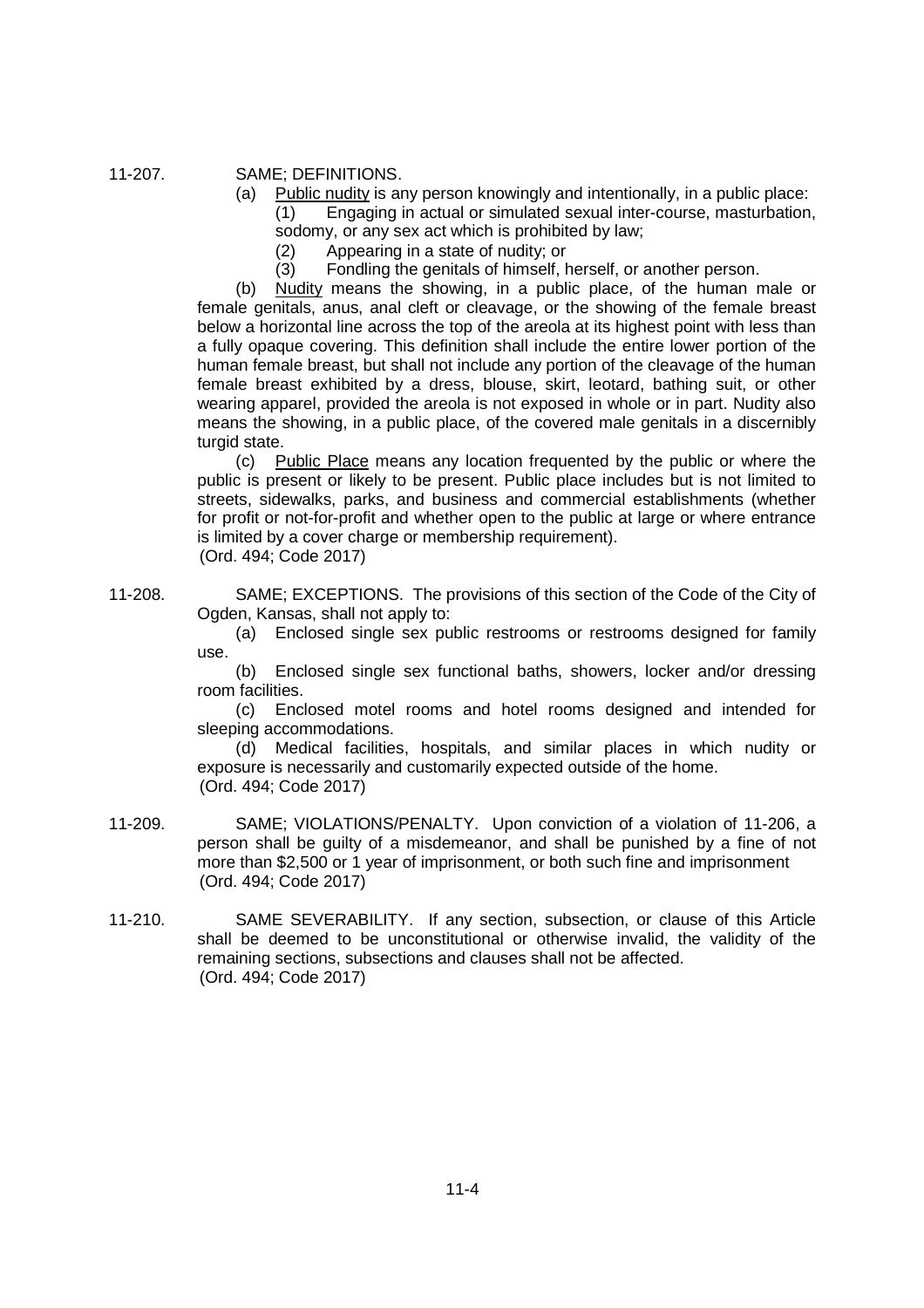11-207. SAME; DEFINITIONS.

(a) Public nudity is any person knowingly and intentionally, in a public place:

(1) Engaging in actual or simulated sexual inter-course, masturbation, sodomy, or any sex act which is prohibited by law;

(2) Appearing in a state of nudity; or

(3) Fondling the genitals of himself, herself, or another person.

(b) Nudity means the showing, in a public place, of the human male or female genitals, anus, anal cleft or cleavage, or the showing of the female breast below a horizontal line across the top of the areola at its highest point with less than a fully opaque covering. This definition shall include the entire lower portion of the human female breast, but shall not include any portion of the cleavage of the human female breast exhibited by a dress, blouse, skirt, leotard, bathing suit, or other wearing apparel, provided the areola is not exposed in whole or in part. Nudity also means the showing, in a public place, of the covered male genitals in a discernibly turgid state.

(c) Public Place means any location frequented by the public or where the public is present or likely to be present. Public place includes but is not limited to streets, sidewalks, parks, and business and commercial establishments (whether for profit or not-for-profit and whether open to the public at large or where entrance is limited by a cover charge or membership requirement).
(Ord. 494; Code 2017)

11-208. SAME; EXCEPTIONS. The provisions of this section of the Code of the City of Ogden, Kansas, shall not apply to:

(a) Enclosed single sex public restrooms or restrooms designed for family use.

(b) Enclosed single sex functional baths, showers, locker and/or dressing room facilities.

(c) Enclosed motel rooms and hotel rooms designed and intended for sleeping accommodations.

(d) Medical facilities, hospitals, and similar places in which nudity or exposure is necessarily and customarily expected outside of the home.
(Ord. 494; Code 2017)

11-209. SAME; VIOLATIONS/PENALTY. Upon conviction of a violation of 11-206, a person shall be guilty of a misdemeanor, and shall be punished by a fine of not more than $2,500 or 1 year of imprisonment, or both such fine and imprisonment
(Ord. 494; Code 2017)

11-210. SAME SEVERABILITY. If any section, subsection, or clause of this Article shall be deemed to be unconstitutional or otherwise invalid, the validity of the remaining sections, subsections and clauses shall not be affected.
(Ord. 494; Code 2017)